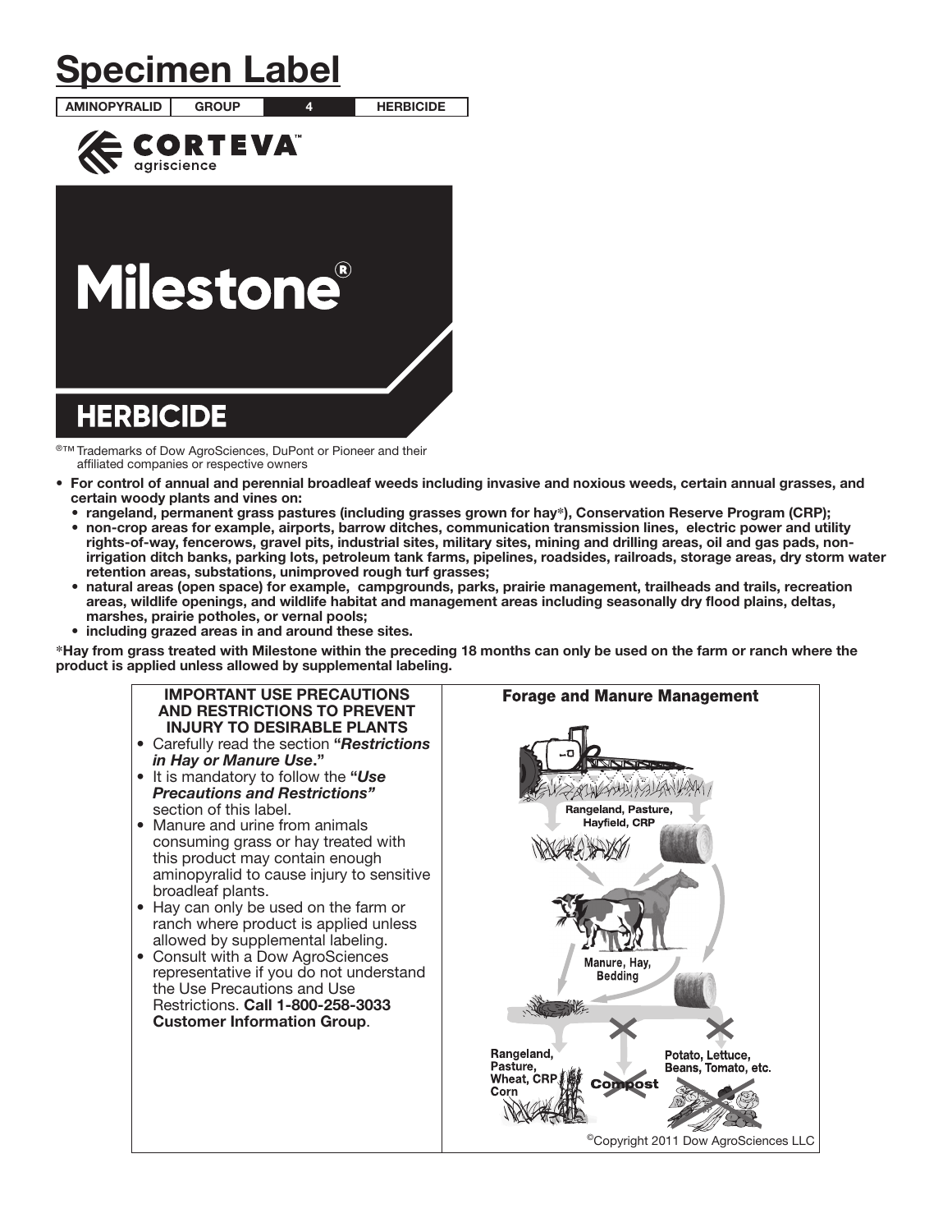# Specimen Label

| AMINOPYRALID | GROUP | 4 | HERBICIDE |
|---|---|---|---|

CORTEVA™ agriscience

# Milestone®

## HERBICIDE

®™ Trademarks of Dow AgroSciences, DuPont or Pioneer and their affiliated companies or respective owners

- **For control of annual and perennial broadleaf weeds including invasive and noxious weeds, certain annual grasses, and certain woody plants and vines on:**
  - **rangeland, permanent grass pastures (including grasses grown for hay*), Conservation Reserve Program (CRP);**
  - **non-crop areas for example, airports, barrow ditches, communication transmission lines, electric power and utility rights-of-way, fencerows, gravel pits, industrial sites, military sites, mining and drilling areas, oil and gas pads, non-irrigation ditch banks, parking lots, petroleum tank farms, pipelines, roadsides, railroads, storage areas, dry storm water retention areas, substations, unimproved rough turf grasses;**
  - **natural areas (open space) for example, campgrounds, parks, prairie management, trailheads and trails, recreation areas, wildlife openings, and wildlife habitat and management areas including seasonally dry flood plains, deltas, marshes, prairie potholes, or vernal pools;**
  - **including grazed areas in and around these sites.**

**\*Hay from grass treated with Milestone within the preceding 18 months can only be used on the farm or ranch where the product is applied unless allowed by supplemental labeling.**

**IMPORTANT USE PRECAUTIONS AND RESTRICTIONS TO PREVENT INJURY TO DESIRABLE PLANTS**

- Carefully read the section **"*Restrictions in Hay or Manure Use*."**
- It is mandatory to follow the **"*Use Precautions and Restrictions*"** section of this label.
- Manure and urine from animals consuming grass or hay treated with this product may contain enough aminopyralid to cause injury to sensitive broadleaf plants.
- Hay can only be used on the farm or ranch where product is applied unless allowed by supplemental labeling.
- Consult with a Dow AgroSciences representative if you do not understand the Use Precautions and Use Restrictions. **Call 1-800-258-3033 Customer Information Group**.

**Forage and Manure Management**

Rangeland, Pasture, Hayfield, CRP

Manure, Hay, Bedding

Rangeland, Pasture, Wheat, CRP Corn

Compost

Potato, Lettuce, Beans, Tomato, etc.

©Copyright 2011 Dow AgroSciences LLC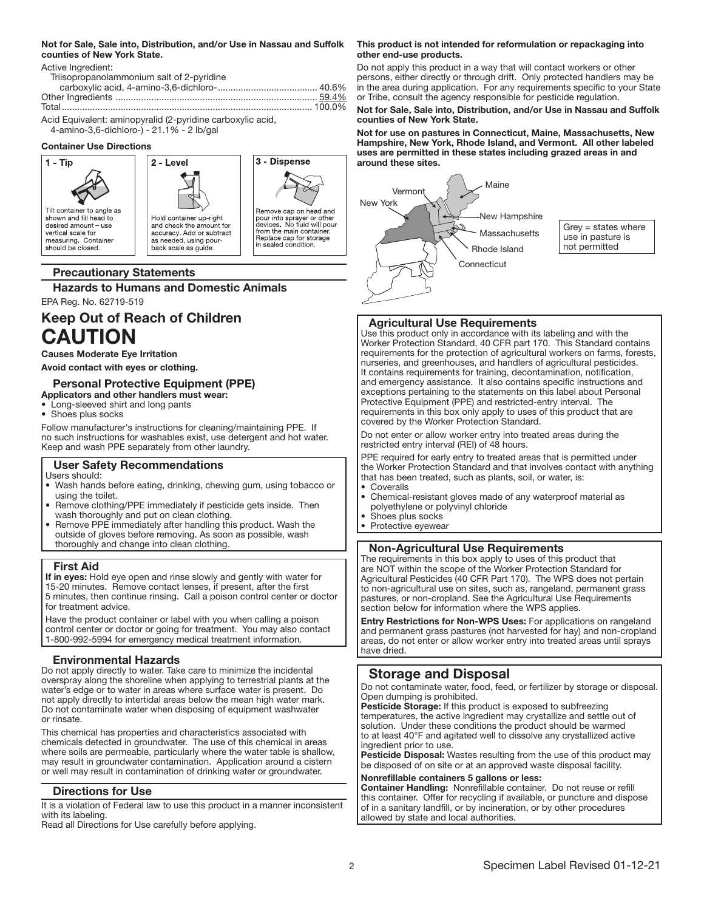**Not for Sale, Sale into, Distribution, and/or Use in Nassau and Suffolk counties of New York State.**

Active Ingredient:

| | |
|---|---|
| Triisopropanolammonium salt of 2-pyridine carboxylic acid, 4-amino-3,6-dichloro- | 40.6% |
| Other Ingredients | 59.4% |
| Total | 100.0% |

Acid Equivalent: aminopyralid (2-pyridine carboxylic acid, 4-amino-3,6-dichloro-) - 21.1% - 2 lb/gal

**Container Use Directions**

**1 - Tip**
Tilt container to angle as shown and fill head to desired amount – use vertical scale for measuring. Container should be closed.

**2 - Level**
Hold container up-right and check the amount for accuracy. Add or subtract as needed, using pour-back scale as guide.

**3 - Dispense**
Remove cap on head and pour into sprayer or other devices. No fluid will pour from the main container. Replace cap for storage in sealed condition.

## Precautionary Statements

### Hazards to Humans and Domestic Animals

EPA Reg. No. 62719-519

## Keep Out of Reach of Children

# CAUTION

**Causes Moderate Eye Irritation**

**Avoid contact with eyes or clothing.**

### Personal Protective Equipment (PPE)

**Applicators and other handlers must wear:**
- Long-sleeved shirt and long pants
- Shoes plus socks

Follow manufacturer's instructions for cleaning/maintaining PPE. If no such instructions for washables exist, use detergent and hot water. Keep and wash PPE separately from other laundry.

### User Safety Recommendations

Users should:
- Wash hands before eating, drinking, chewing gum, using tobacco or using the toilet.
- Remove clothing/PPE immediately if pesticide gets inside. Then wash thoroughly and put on clean clothing.
- Remove PPE immediately after handling this product. Wash the outside of gloves before removing. As soon as possible, wash thoroughly and change into clean clothing.

### First Aid

**If in eyes:** Hold eye open and rinse slowly and gently with water for 15-20 minutes. Remove contact lenses, if present, after the first 5 minutes, then continue rinsing. Call a poison control center or doctor for treatment advice.

Have the product container or label with you when calling a poison control center or doctor or going for treatment. You may also contact 1-800-992-5994 for emergency medical treatment information.

### Environmental Hazards

Do not apply directly to water. Take care to minimize the incidental overspray along the shoreline when applying to terrestrial plants at the water's edge or to water in areas where surface water is present. Do not apply directly to intertidal areas below the mean high water mark. Do not contaminate water when disposing of equipment washwater or rinsate.

This chemical has properties and characteristics associated with chemicals detected in groundwater. The use of this chemical in areas where soils are permeable, particularly where the water table is shallow, may result in groundwater contamination. Application around a cistern or well may result in contamination of drinking water or groundwater.

### Directions for Use

It is a violation of Federal law to use this product in a manner inconsistent with its labeling.

Read all Directions for Use carefully before applying.

**This product is not intended for reformulation or repackaging into other end-use products.**

Do not apply this product in a way that will contact workers or other persons, either directly or through drift. Only protected handlers may be in the area during application. For any requirements specific to your State or Tribe, consult the agency responsible for pesticide regulation.

**Not for Sale, Sale into, Distribution, and/or Use in Nassau and Suffolk counties of New York State.**

**Not for use on pastures in Connecticut, Maine, Massachusetts, New Hampshire, New York, Rhode Island, and Vermont. All other labeled uses are permitted in these states including grazed areas in and around these sites.**

Maine, Vermont, New York, New Hampshire, Massachusetts, Rhode Island, Connecticut

Grey = states where use in pasture is not permitted

### Agricultural Use Requirements

Use this product only in accordance with its labeling and with the Worker Protection Standard, 40 CFR part 170. This Standard contains requirements for the protection of agricultural workers on farms, forests, nurseries, and greenhouses, and handlers of agricultural pesticides. It contains requirements for training, decontamination, notification, and emergency assistance. It also contains specific instructions and exceptions pertaining to the statements on this label about Personal Protective Equipment (PPE) and restricted-entry interval. The requirements in this box only apply to uses of this product that are covered by the Worker Protection Standard.

Do not enter or allow worker entry into treated areas during the restricted entry interval (REI) of 48 hours.

PPE required for early entry to treated areas that is permitted under the Worker Protection Standard and that involves contact with anything that has been treated, such as plants, soil, or water, is:
- Coveralls
- Chemical-resistant gloves made of any waterproof material as polyethylene or polyvinyl chloride
- Shoes plus socks
- Protective eyewear

### Non-Agricultural Use Requirements

The requirements in this box apply to uses of this product that are NOT within the scope of the Worker Protection Standard for Agricultural Pesticides (40 CFR Part 170). The WPS does not pertain to non-agricultural use on sites, such as, rangeland, permanent grass pastures, or non-cropland. See the Agricultural Use Requirements section below for information where the WPS applies.

**Entry Restrictions for Non-WPS Uses:** For applications on rangeland and permanent grass pastures (not harvested for hay) and non-cropland areas, do not enter or allow worker entry into treated areas until sprays have dried.

## Storage and Disposal

Do not contaminate water, food, feed, or fertilizer by storage or disposal. Open dumping is prohibited.

**Pesticide Storage:** If this product is exposed to subfreezing temperatures, the active ingredient may crystallize and settle out of solution. Under these conditions the product should be warmed to at least 40°F and agitated well to dissolve any crystallized active ingredient prior to use.

**Pesticide Disposal:** Wastes resulting from the use of this product may be disposed of on site or at an approved waste disposal facility.

**Nonrefillable containers 5 gallons or less:**

**Container Handling:** Nonrefillable container. Do not reuse or refill this container. Offer for recycling if available, or puncture and dispose of in a sanitary landfill, or by incineration, or by other procedures allowed by state and local authorities.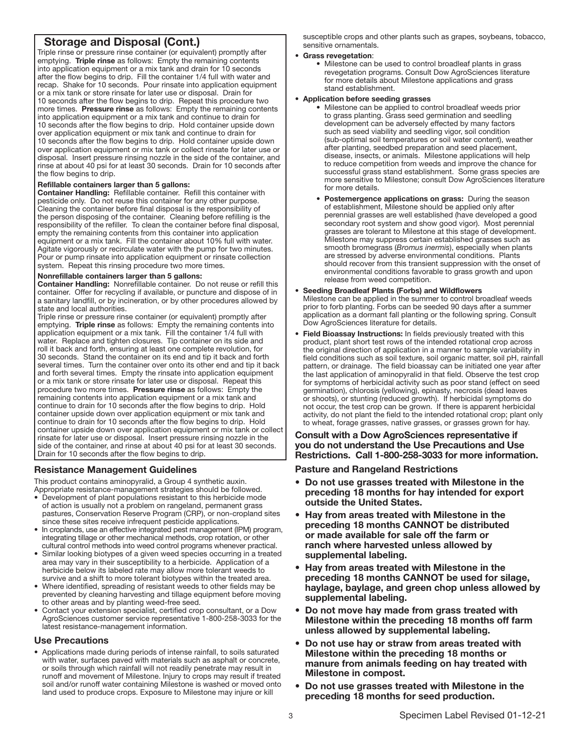## Storage and Disposal (Cont.)

Triple rinse or pressure rinse container (or equivalent) promptly after emptying. **Triple rinse** as follows: Empty the remaining contents into application equipment or a mix tank and drain for 10 seconds after the flow begins to drip. Fill the container 1/4 full with water and recap. Shake for 10 seconds. Pour rinsate into application equipment or a mix tank or store rinsate for later use or disposal. Drain for 10 seconds after the flow begins to drip. Repeat this procedure two more times. **Pressure rinse** as follows: Empty the remaining contents into application equipment or a mix tank and continue to drain for 10 seconds after the flow begins to drip. Hold container upside down over application equipment or mix tank and continue to drain for 10 seconds after the flow begins to drip. Hold container upside down over application equipment or mix tank or collect rinsate for later use or disposal. Insert pressure rinsing nozzle in the side of the container, and rinse at about 40 psi for at least 30 seconds. Drain for 10 seconds after the flow begins to drip.

**Refillable containers larger than 5 gallons:**

**Container Handling:** Refillable container. Refill this container with pesticide only. Do not reuse this container for any other purpose. Cleaning the container before final disposal is the responsibility of the person disposing of the container. Cleaning before refilling is the responsibility of the refiller. To clean the container before final disposal, empty the remaining contents from this container into application equipment or a mix tank. Fill the container about 10% full with water. Agitate vigorously or recirculate water with the pump for two minutes. Pour or pump rinsate into application equipment or rinsate collection system. Repeat this rinsing procedure two more times.

**Nonrefillable containers larger than 5 gallons:**

**Container Handling:** Nonrefillable container. Do not reuse or refill this container. Offer for recycling if available, or puncture and dispose of in a sanitary landfill, or by incineration, or by other procedures allowed by state and local authorities.

Triple rinse or pressure rinse container (or equivalent) promptly after emptying. **Triple rinse** as follows: Empty the remaining contents into application equipment or a mix tank. Fill the container 1/4 full with water. Replace and tighten closures. Tip container on its side and roll it back and forth, ensuring at least one complete revolution, for 30 seconds. Stand the container on its end and tip it back and forth several times. Turn the container over onto its other end and tip it back and forth several times. Empty the rinsate into application equipment or a mix tank or store rinsate for later use or disposal. Repeat this procedure two more times. **Pressure rinse** as follows: Empty the remaining contents into application equipment or a mix tank and continue to drain for 10 seconds after the flow begins to drip. Hold container upside down over application equipment or mix tank and continue to drain for 10 seconds after the flow begins to drip. Hold container upside down over application equipment or mix tank or collect rinsate for later use or disposal. Insert pressure rinsing nozzle in the side of the container, and rinse at about 40 psi for at least 30 seconds. Drain for 10 seconds after the flow begins to drip.

### Resistance Management Guidelines

This product contains aminopyralid, a Group 4 synthetic auxin. Appropriate resistance-management strategies should be followed.

- Development of plant populations resistant to this herbicide mode of action is usually not a problem on rangeland, permanent grass pastures, Conservation Reserve Program (CRP), or non-cropland sites since these sites receive infrequent pesticide applications.
- In croplands, use an effective integrated pest management (IPM) program, integrating tillage or other mechanical methods, crop rotation, or other cultural control methods into weed control programs whenever practical.
- Similar looking biotypes of a given weed species occurring in a treated area may vary in their susceptibility to a herbicide. Application of a herbicide below its labeled rate may allow more tolerant weeds to survive and a shift to more tolerant biotypes within the treated area.
- Where identified, spreading of resistant weeds to other fields may be prevented by cleaning harvesting and tillage equipment before moving to other areas and by planting weed-free seed.
- Contact your extension specialist, certified crop consultant, or a Dow AgroSciences customer service representative 1-800-258-3033 for the latest resistance-management information.

### Use Precautions

- Applications made during periods of intense rainfall, to soils saturated with water, surfaces paved with materials such as asphalt or concrete, or soils through which rainfall will not readily penetrate may result in runoff and movement of Milestone. Injury to crops may result if treated soil and/or runoff water containing Milestone is washed or moved onto land used to produce crops. Exposure to Milestone may injure or kill susceptible crops and other plants such as grapes, soybeans, tobacco, sensitive ornamentals.
- **Grass revegetation**:
  - Milestone can be used to control broadleaf plants in grass revegetation programs. Consult Dow AgroSciences literature for more details about Milestone applications and grass stand establishment.
- **Application before seeding grasses**
  - Milestone can be applied to control broadleaf weeds prior to grass planting. Grass seed germination and seedling development can be adversely effected by many factors such as seed viability and seedling vigor, soil condition (sub-optimal soil temperatures or soil water content), weather after planting, seedbed preparation and seed placement, disease, insects, or animals. Milestone applications will help to reduce competition from weeds and improve the chance for successful grass stand establishment. Some grass species are more sensitive to Milestone; consult Dow AgroSciences literature for more details.
  - **Postemergence applications on grass:** During the season of establishment, Milestone should be applied only after perennial grasses are well established (have developed a good secondary root system and show good vigor). Most perennial grasses are tolerant to Milestone at this stage of development. Milestone may suppress certain established grasses such as smooth bromegrass (*Bromus inermis*), especially when plants are stressed by adverse environmental conditions. Plants should recover from this transient suppression with the onset of environmental conditions favorable to grass growth and upon release from weed competition.
- **Seeding Broadleaf Plants (Forbs) and Wildflowers**
  Milestone can be applied in the summer to control broadleaf weeds prior to forb planting. Forbs can be seeded 90 days after a summer application as a dormant fall planting or the following spring. Consult Dow AgroSciences literature for details.
- **Field Bioassay Instructions:** In fields previously treated with this product, plant short test rows of the intended rotational crop across the original direction of application in a manner to sample variability in field conditions such as soil texture, soil organic matter, soil pH, rainfall pattern, or drainage. The field bioassay can be initiated one year after the last application of aminopyralid in that field. Observe the test crop for symptoms of herbicidal activity such as poor stand (effect on seed germination), chlorosis (yellowing), epinasty, necrosis (dead leaves or shoots), or stunting (reduced growth). If herbicidal symptoms do not occur, the test crop can be grown. If there is apparent herbicidal activity, do not plant the field to the intended rotational crop; plant only to wheat, forage grasses, native grasses, or grasses grown for hay.

**Consult with a Dow AgroSciences representative if you do not understand the Use Precautions and Use Restrictions. Call 1-800-258-3033 for more information.**

### Pasture and Rangeland Restrictions

- **Do not use grasses treated with Milestone in the preceding 18 months for hay intended for export outside the United States.**
- **Hay from areas treated with Milestone in the preceding 18 months CANNOT be distributed or made available for sale off the farm or ranch where harvested unless allowed by supplemental labeling.**
- **Hay from areas treated with Milestone in the preceding 18 months CANNOT be used for silage, haylage, baylage, and green chop unless allowed by supplemental labeling.**
- **Do not move hay made from grass treated with Milestone within the preceding 18 months off farm unless allowed by supplemental labeling.**
- **Do not use hay or straw from areas treated with Milestone within the preceding 18 months or manure from animals feeding on hay treated with Milestone in compost.**
- **Do not use grasses treated with Milestone in the preceding 18 months for seed production.**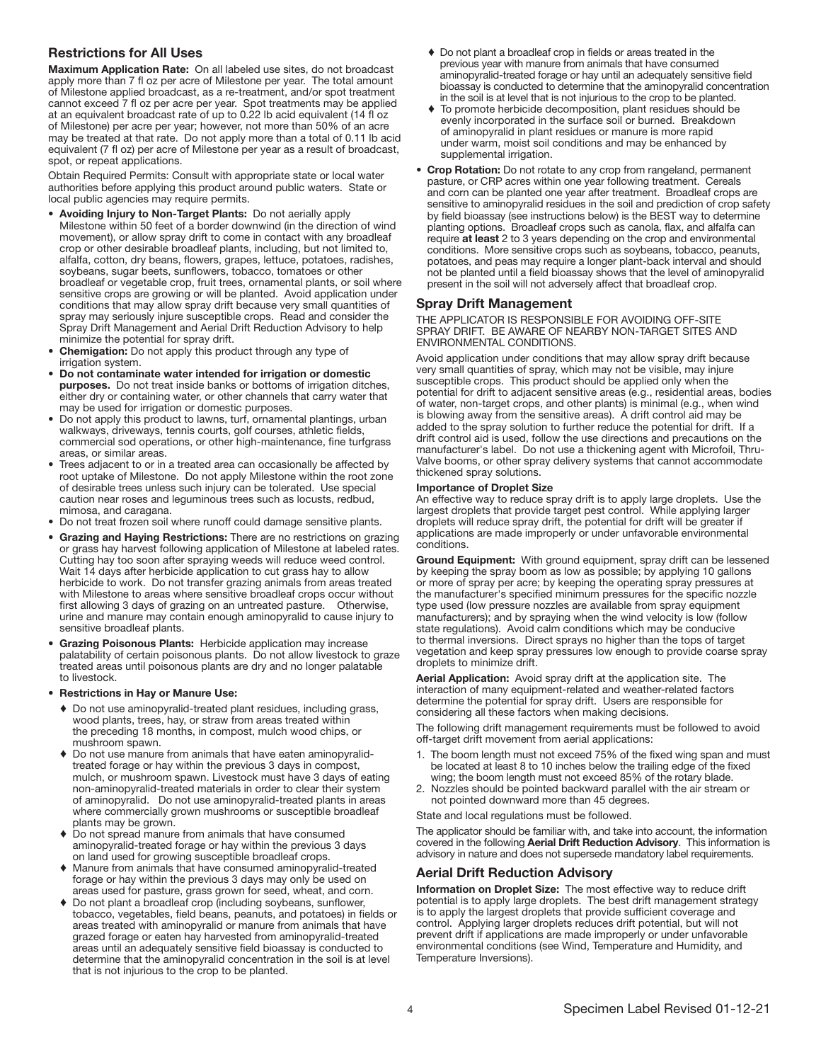## Restrictions for All Uses

**Maximum Application Rate:** On all labeled use sites, do not broadcast apply more than 7 fl oz per acre of Milestone per year. The total amount of Milestone applied broadcast, as a re-treatment, and/or spot treatment cannot exceed 7 fl oz per acre per year. Spot treatments may be applied at an equivalent broadcast rate of up to 0.22 lb acid equivalent (14 fl oz of Milestone) per acre per year; however, not more than 50% of an acre may be treated at that rate. Do not apply more than a total of 0.11 lb acid equivalent (7 fl oz) per acre of Milestone per year as a result of broadcast, spot, or repeat applications.

Obtain Required Permits: Consult with appropriate state or local water authorities before applying this product around public waters. State or local public agencies may require permits.

- **Avoiding Injury to Non-Target Plants:** Do not aerially apply Milestone within 50 feet of a border downwind (in the direction of wind movement), or allow spray drift to come in contact with any broadleaf crop or other desirable broadleaf plants, including, but not limited to, alfalfa, cotton, dry beans, flowers, grapes, lettuce, potatoes, radishes, soybeans, sugar beets, sunflowers, tobacco, tomatoes or other broadleaf or vegetable crop, fruit trees, ornamental plants, or soil where sensitive crops are growing or will be planted. Avoid application under conditions that may allow spray drift because very small quantities of spray may seriously injure susceptible crops. Read and consider the Spray Drift Management and Aerial Drift Reduction Advisory to help minimize the potential for spray drift.
- **Chemigation:** Do not apply this product through any type of irrigation system.
- **Do not contaminate water intended for irrigation or domestic purposes.** Do not treat inside banks or bottoms of irrigation ditches, either dry or containing water, or other channels that carry water that may be used for irrigation or domestic purposes.
- Do not apply this product to lawns, turf, ornamental plantings, urban walkways, driveways, tennis courts, golf courses, athletic fields, commercial sod operations, or other high-maintenance, fine turfgrass areas, or similar areas.
- Trees adjacent to or in a treated area can occasionally be affected by root uptake of Milestone. Do not apply Milestone within the root zone of desirable trees unless such injury can be tolerated. Use special caution near roses and leguminous trees such as locusts, redbud, mimosa, and caragana.
- Do not treat frozen soil where runoff could damage sensitive plants.
- **Grazing and Haying Restrictions:** There are no restrictions on grazing or grass hay harvest following application of Milestone at labeled rates. Cutting hay too soon after spraying weeds will reduce weed control. Wait 14 days after herbicide application to cut grass hay to allow herbicide to work. Do not transfer grazing animals from areas treated with Milestone to areas where sensitive broadleaf crops occur without first allowing 3 days of grazing on an untreated pasture. Otherwise, urine and manure may contain enough aminopyralid to cause injury to sensitive broadleaf plants.
- **Grazing Poisonous Plants:** Herbicide application may increase palatability of certain poisonous plants. Do not allow livestock to graze treated areas until poisonous plants are dry and no longer palatable to livestock.
- **Restrictions in Hay or Manure Use:**
  - Do not use aminopyralid-treated plant residues, including grass, wood plants, trees, hay, or straw from areas treated within the preceding 18 months, in compost, mulch wood chips, or mushroom spawn.
  - Do not use manure from animals that have eaten aminopyralid-treated forage or hay within the previous 3 days in compost, mulch, or mushroom spawn. Livestock must have 3 days of eating non-aminopyralid-treated materials in order to clear their system of aminopyralid. Do not use aminopyralid-treated plants in areas where commercially grown mushrooms or susceptible broadleaf plants may be grown.
  - Do not spread manure from animals that have consumed aminopyralid-treated forage or hay within the previous 3 days on land used for growing susceptible broadleaf crops.
  - Manure from animals that have consumed aminopyralid-treated forage or hay within the previous 3 days may only be used on areas used for pasture, grass grown for seed, wheat, and corn.
  - Do not plant a broadleaf crop (including soybeans, sunflower, tobacco, vegetables, field beans, peanuts, and potatoes) in fields or areas treated with aminopyralid or manure from animals that have grazed forage or eaten hay harvested from aminopyralid-treated areas until an adequately sensitive field bioassay is conducted to determine that the aminopyralid concentration in the soil is at level that is not injurious to the crop to be planted.
  - Do not plant a broadleaf crop in fields or areas treated in the previous year with manure from animals that have consumed aminopyralid-treated forage or hay until an adequately sensitive field bioassay is conducted to determine that the aminopyralid concentration in the soil is at level that is not injurious to the crop to be planted.
  - To promote herbicide decomposition, plant residues should be evenly incorporated in the surface soil or burned. Breakdown of aminopyralid in plant residues or manure is more rapid under warm, moist soil conditions and may be enhanced by supplemental irrigation.
- **Crop Rotation:** Do not rotate to any crop from rangeland, permanent pasture, or CRP acres within one year following treatment. Cereals and corn can be planted one year after treatment. Broadleaf crops are sensitive to aminopyralid residues in the soil and prediction of crop safety by field bioassay (see instructions below) is the BEST way to determine planting options. Broadleaf crops such as canola, flax, and alfalfa can require **at least** 2 to 3 years depending on the crop and environmental conditions. More sensitive crops such as soybeans, tobacco, peanuts, potatoes, and peas may require a longer plant-back interval and should not be planted until a field bioassay shows that the level of aminopyralid present in the soil will not adversely affect that broadleaf crop.

## Spray Drift Management

THE APPLICATOR IS RESPONSIBLE FOR AVOIDING OFF-SITE SPRAY DRIFT. BE AWARE OF NEARBY NON-TARGET SITES AND ENVIRONMENTAL CONDITIONS.

Avoid application under conditions that may allow spray drift because very small quantities of spray, which may not be visible, may injure susceptible crops. This product should be applied only when the potential for drift to adjacent sensitive areas (e.g., residential areas, bodies of water, non-target crops, and other plants) is minimal (e.g., when wind is blowing away from the sensitive areas). A drift control aid may be added to the spray solution to further reduce the potential for drift. If a drift control aid is used, follow the use directions and precautions on the manufacturer's label. Do not use a thickening agent with Microfoil, Thru-Valve booms, or other spray delivery systems that cannot accommodate thickened spray solutions.

**Importance of Droplet Size**

An effective way to reduce spray drift is to apply large droplets. Use the largest droplets that provide target pest control. While applying larger droplets will reduce spray drift, the potential for drift will be greater if applications are made improperly or under unfavorable environmental conditions.

**Ground Equipment:** With ground equipment, spray drift can be lessened by keeping the spray boom as low as possible; by applying 10 gallons or more of spray per acre; by keeping the operating spray pressures at the manufacturer's specified minimum pressures for the specific nozzle type used (low pressure nozzles are available from spray equipment manufacturers); and by spraying when the wind velocity is low (follow state regulations). Avoid calm conditions which may be conducive to thermal inversions. Direct sprays no higher than the tops of target vegetation and keep spray pressures low enough to provide coarse spray droplets to minimize drift.

**Aerial Application:** Avoid spray drift at the application site. The interaction of many equipment-related and weather-related factors determine the potential for spray drift. Users are responsible for considering all these factors when making decisions.

The following drift management requirements must be followed to avoid off-target drift movement from aerial applications:

1. The boom length must not exceed 75% of the fixed wing span and must be located at least 8 to 10 inches below the trailing edge of the fixed wing; the boom length must not exceed 85% of the rotary blade.
2. Nozzles should be pointed backward parallel with the air stream or not pointed downward more than 45 degrees.

State and local regulations must be followed.

The applicator should be familiar with, and take into account, the information covered in the following **Aerial Drift Reduction Advisory**. This information is advisory in nature and does not supersede mandatory label requirements.

## Aerial Drift Reduction Advisory

**Information on Droplet Size:** The most effective way to reduce drift potential is to apply large droplets. The best drift management strategy is to apply the largest droplets that provide sufficient coverage and control. Applying larger droplets reduces drift potential, but will not prevent drift if applications are made improperly or under unfavorable environmental conditions (see Wind, Temperature and Humidity, and Temperature Inversions).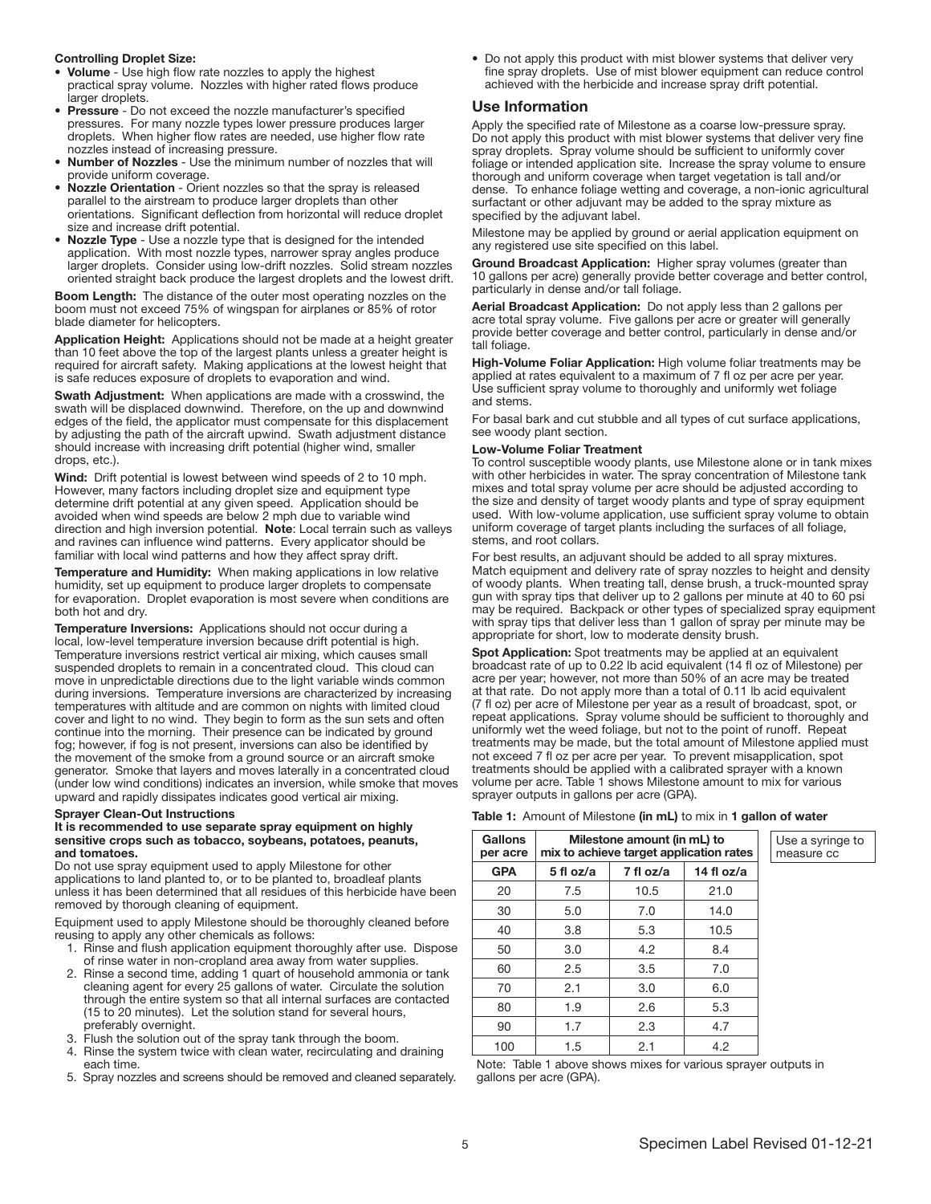**Controlling Droplet Size:**

- **Volume** - Use high flow rate nozzles to apply the highest practical spray volume. Nozzles with higher rated flows produce larger droplets.
- **Pressure** - Do not exceed the nozzle manufacturer's specified pressures. For many nozzle types lower pressure produces larger droplets. When higher flow rates are needed, use higher flow rate nozzles instead of increasing pressure.
- **Number of Nozzles** - Use the minimum number of nozzles that will provide uniform coverage.
- **Nozzle Orientation** - Orient nozzles so that the spray is released parallel to the airstream to produce larger droplets than other orientations. Significant deflection from horizontal will reduce droplet size and increase drift potential.
- **Nozzle Type** - Use a nozzle type that is designed for the intended application. With most nozzle types, narrower spray angles produce larger droplets. Consider using low-drift nozzles. Solid stream nozzles oriented straight back produce the largest droplets and the lowest drift.

**Boom Length:** The distance of the outer most operating nozzles on the boom must not exceed 75% of wingspan for airplanes or 85% of rotor blade diameter for helicopters.

**Application Height:** Applications should not be made at a height greater than 10 feet above the top of the largest plants unless a greater height is required for aircraft safety. Making applications at the lowest height that is safe reduces exposure of droplets to evaporation and wind.

**Swath Adjustment:** When applications are made with a crosswind, the swath will be displaced downwind. Therefore, on the up and downwind edges of the field, the applicator must compensate for this displacement by adjusting the path of the aircraft upwind. Swath adjustment distance should increase with increasing drift potential (higher wind, smaller drops, etc.).

**Wind:** Drift potential is lowest between wind speeds of 2 to 10 mph. However, many factors including droplet size and equipment type determine drift potential at any given speed. Application should be avoided when wind speeds are below 2 mph due to variable wind direction and high inversion potential. **Note**: Local terrain such as valleys and ravines can influence wind patterns. Every applicator should be familiar with local wind patterns and how they affect spray drift.

**Temperature and Humidity:** When making applications in low relative humidity, set up equipment to produce larger droplets to compensate for evaporation. Droplet evaporation is most severe when conditions are both hot and dry.

**Temperature Inversions:** Applications should not occur during a local, low-level temperature inversion because drift potential is high. Temperature inversions restrict vertical air mixing, which causes small suspended droplets to remain in a concentrated cloud. This cloud can move in unpredictable directions due to the light variable winds common during inversions. Temperature inversions are characterized by increasing temperatures with altitude and are common on nights with limited cloud cover and light to no wind. They begin to form as the sun sets and often continue into the morning. Their presence can be indicated by ground fog; however, if fog is not present, inversions can also be identified by the movement of the smoke from a ground source or an aircraft smoke generator. Smoke that layers and moves laterally in a concentrated cloud (under low wind conditions) indicates an inversion, while smoke that moves upward and rapidly dissipates indicates good vertical air mixing.

**Sprayer Clean-Out Instructions**

**It is recommended to use separate spray equipment on highly sensitive crops such as tobacco, soybeans, potatoes, peanuts, and tomatoes.**

Do not use spray equipment used to apply Milestone for other applications to land planted to, or to be planted to, broadleaf plants unless it has been determined that all residues of this herbicide have been removed by thorough cleaning of equipment.

Equipment used to apply Milestone should be thoroughly cleaned before reusing to apply any other chemicals as follows:

1. Rinse and flush application equipment thoroughly after use. Dispose of rinse water in non-cropland area away from water supplies.
2. Rinse a second time, adding 1 quart of household ammonia or tank cleaning agent for every 25 gallons of water. Circulate the solution through the entire system so that all internal surfaces are contacted (15 to 20 minutes). Let the solution stand for several hours, preferably overnight.
3. Flush the solution out of the spray tank through the boom.
4. Rinse the system twice with clean water, recirculating and draining each time.
5. Spray nozzles and screens should be removed and cleaned separately.

- Do not apply this product with mist blower systems that deliver very fine spray droplets. Use of mist blower equipment can reduce control achieved with the herbicide and increase spray drift potential.

## Use Information

Apply the specified rate of Milestone as a coarse low-pressure spray. Do not apply this product with mist blower systems that deliver very fine spray droplets. Spray volume should be sufficient to uniformly cover foliage or intended application site. Increase the spray volume to ensure thorough and uniform coverage when target vegetation is tall and/or dense. To enhance foliage wetting and coverage, a non-ionic agricultural surfactant or other adjuvant may be added to the spray mixture as specified by the adjuvant label.

Milestone may be applied by ground or aerial application equipment on any registered use site specified on this label.

**Ground Broadcast Application:** Higher spray volumes (greater than 10 gallons per acre) generally provide better coverage and better control, particularly in dense and/or tall foliage.

**Aerial Broadcast Application:** Do not apply less than 2 gallons per acre total spray volume. Five gallons per acre or greater will generally provide better coverage and better control, particularly in dense and/or tall foliage.

**High-Volume Foliar Application:** High volume foliar treatments may be applied at rates equivalent to a maximum of 7 fl oz per acre per year. Use sufficient spray volume to thoroughly and uniformly wet foliage and stems.

For basal bark and cut stubble and all types of cut surface applications, see woody plant section.

**Low-Volume Foliar Treatment**

To control susceptible woody plants, use Milestone alone or in tank mixes with other herbicides in water. The spray concentration of Milestone tank mixes and total spray volume per acre should be adjusted according to the size and density of target woody plants and type of spray equipment used. With low-volume application, use sufficient spray volume to obtain uniform coverage of target plants including the surfaces of all foliage, stems, and root collars.

For best results, an adjuvant should be added to all spray mixtures. Match equipment and delivery rate of spray nozzles to height and density of woody plants. When treating tall, dense brush, a truck-mounted spray gun with spray tips that deliver up to 2 gallons per minute at 40 to 60 psi may be required. Backpack or other types of specialized spray equipment with spray tips that deliver less than 1 gallon of spray per minute may be appropriate for short, low to moderate density brush.

**Spot Application:** Spot treatments may be applied at an equivalent broadcast rate of up to 0.22 lb acid equivalent (14 fl oz of Milestone) per acre per year; however, not more than 50% of an acre may be treated at that rate. Do not apply more than a total of 0.11 lb acid equivalent (7 fl oz) per acre of Milestone per year as a result of broadcast, spot, or repeat applications. Spray volume should be sufficient to thoroughly and uniformly wet the weed foliage, but not to the point of runoff. Repeat treatments may be made, but the total amount of Milestone applied must not exceed 7 fl oz per acre per year. To prevent misapplication, spot treatments should be applied with a calibrated sprayer with a known volume per acre. Table 1 shows Milestone amount to mix for various sprayer outputs in gallons per acre (GPA).

**Table 1:** Amount of Milestone **(in mL)** to mix in **1 gallon of water**

| Gallons per acre | Milestone amount (in mL) to mix to achieve target application rates | | |
|---|---|---|---|
| GPA | 5 fl oz/a | 7 fl oz/a | 14 fl oz/a |
| 20 | 7.5 | 10.5 | 21.0 |
| 30 | 5.0 | 7.0 | 14.0 |
| 40 | 3.8 | 5.3 | 10.5 |
| 50 | 3.0 | 4.2 | 8.4 |
| 60 | 2.5 | 3.5 | 7.0 |
| 70 | 2.1 | 3.0 | 6.0 |
| 80 | 1.9 | 2.6 | 5.3 |
| 90 | 1.7 | 2.3 | 4.7 |
| 100 | 1.5 | 2.1 | 4.2 |

Use a syringe to measure cc

Note: Table 1 above shows mixes for various sprayer outputs in gallons per acre (GPA).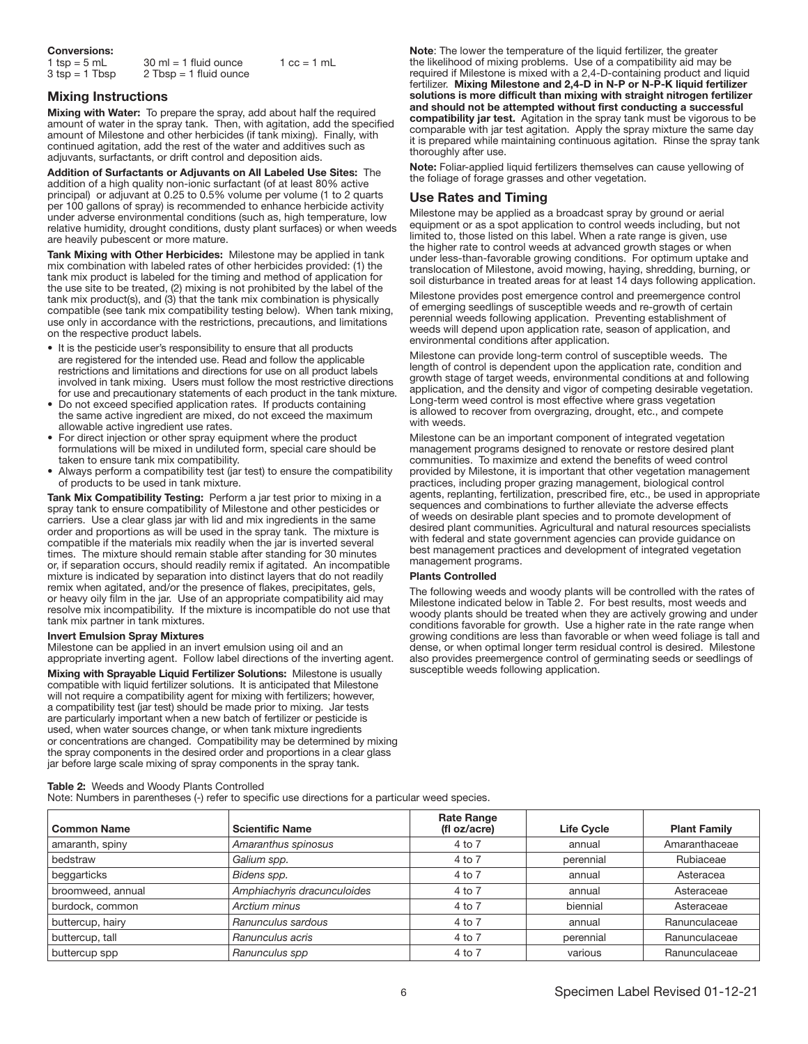**Conversions:**

| | | |
|---|---|---|
| 1 tsp = 5 mL | 30 ml = 1 fluid ounce | 1 cc = 1 mL |
| 3 tsp = 1 Tbsp | 2 Tbsp = 1 fluid ounce | |

## Mixing Instructions

**Mixing with Water:** To prepare the spray, add about half the required amount of water in the spray tank. Then, with agitation, add the specified amount of Milestone and other herbicides (if tank mixing). Finally, with continued agitation, add the rest of the water and additives such as adjuvants, surfactants, or drift control and deposition aids.

**Addition of Surfactants or Adjuvants on All Labeled Use Sites:** The addition of a high quality non-ionic surfactant (of at least 80% active principal) or adjuvant at 0.25 to 0.5% volume per volume (1 to 2 quarts per 100 gallons of spray) is recommended to enhance herbicide activity under adverse environmental conditions (such as, high temperature, low relative humidity, drought conditions, dusty plant surfaces) or when weeds are heavily pubescent or more mature.

**Tank Mixing with Other Herbicides:** Milestone may be applied in tank mix combination with labeled rates of other herbicides provided: (1) the tank mix product is labeled for the timing and method of application for the use site to be treated, (2) mixing is not prohibited by the label of the tank mix product(s), and (3) that the tank mix combination is physically compatible (see tank mix compatibility testing below). When tank mixing, use only in accordance with the restrictions, precautions, and limitations on the respective product labels.

- It is the pesticide user's responsibility to ensure that all products are registered for the intended use. Read and follow the applicable restrictions and limitations and directions for use on all product labels involved in tank mixing. Users must follow the most restrictive directions for use and precautionary statements of each product in the tank mixture.
- Do not exceed specified application rates. If products containing the same active ingredient are mixed, do not exceed the maximum allowable active ingredient use rates.
- For direct injection or other spray equipment where the product formulations will be mixed in undiluted form, special care should be taken to ensure tank mix compatibility.
- Always perform a compatibility test (jar test) to ensure the compatibility of products to be used in tank mixture.

**Tank Mix Compatibility Testing:** Perform a jar test prior to mixing in a spray tank to ensure compatibility of Milestone and other pesticides or carriers. Use a clear glass jar with lid and mix ingredients in the same order and proportions as will be used in the spray tank. The mixture is compatible if the materials mix readily when the jar is inverted several times. The mixture should remain stable after standing for 30 minutes or, if separation occurs, should readily remix if agitated. An incompatible mixture is indicated by separation into distinct layers that do not readily remix when agitated, and/or the presence of flakes, precipitates, gels, or heavy oily film in the jar. Use of an appropriate compatibility aid may resolve mix incompatibility. If the mixture is incompatible do not use that tank mix partner in tank mixtures.

**Invert Emulsion Spray Mixtures**

Milestone can be applied in an invert emulsion using oil and an appropriate inverting agent. Follow label directions of the inverting agent.

**Mixing with Sprayable Liquid Fertilizer Solutions:** Milestone is usually compatible with liquid fertilizer solutions. It is anticipated that Milestone will not require a compatibility agent for mixing with fertilizers; however, a compatibility test (jar test) should be made prior to mixing. Jar tests are particularly important when a new batch of fertilizer or pesticide is used, when water sources change, or when tank mixture ingredients or concentrations are changed. Compatibility may be determined by mixing the spray components in the desired order and proportions in a clear glass jar before large scale mixing of spray components in the spray tank.

**Note**: The lower the temperature of the liquid fertilizer, the greater the likelihood of mixing problems. Use of a compatibility aid may be required if Milestone is mixed with a 2,4-D-containing product and liquid fertilizer. **Mixing Milestone and 2,4-D in N-P or N-P-K liquid fertilizer solutions is more difficult than mixing with straight nitrogen fertilizer and should not be attempted without first conducting a successful compatibility jar test.** Agitation in the spray tank must be vigorous to be comparable with jar test agitation. Apply the spray mixture the same day it is prepared while maintaining continuous agitation. Rinse the spray tank thoroughly after use.

**Note:** Foliar-applied liquid fertilizers themselves can cause yellowing of the foliage of forage grasses and other vegetation.

## Use Rates and Timing

Milestone may be applied as a broadcast spray by ground or aerial equipment or as a spot application to control weeds including, but not limited to, those listed on this label. When a rate range is given, use the higher rate to control weeds at advanced growth stages or when under less-than-favorable growing conditions. For optimum uptake and translocation of Milestone, avoid mowing, haying, shredding, burning, or soil disturbance in treated areas for at least 14 days following application.

Milestone provides post emergence control and preemergence control of emerging seedlings of susceptible weeds and re-growth of certain perennial weeds following application. Preventing establishment of weeds will depend upon application rate, season of application, and environmental conditions after application.

Milestone can provide long-term control of susceptible weeds. The length of control is dependent upon the application rate, condition and growth stage of target weeds, environmental conditions at and following application, and the density and vigor of competing desirable vegetation. Long-term weed control is most effective where grass vegetation is allowed to recover from overgrazing, drought, etc., and compete with weeds.

Milestone can be an important component of integrated vegetation management programs designed to renovate or restore desired plant communities. To maximize and extend the benefits of weed control provided by Milestone, it is important that other vegetation management practices, including proper grazing management, biological control agents, replanting, fertilization, prescribed fire, etc., be used in appropriate sequences and combinations to further alleviate the adverse effects of weeds on desirable plant species and to promote development of desired plant communities. Agricultural and natural resources specialists with federal and state government agencies can provide guidance on best management practices and development of integrated vegetation management programs.

**Plants Controlled**

The following weeds and woody plants will be controlled with the rates of Milestone indicated below in Table 2. For best results, most weeds and woody plants should be treated when they are actively growing and under conditions favorable for growth. Use a higher rate in the rate range when growing conditions are less than favorable or when weed foliage is tall and dense, or when optimal longer term residual control is desired. Milestone also provides preemergence control of germinating seeds or seedlings of susceptible weeds following application.

**Table 2:** Weeds and Woody Plants Controlled

Note: Numbers in parentheses (-) refer to specific use directions for a particular weed species.

| Common Name | Scientific Name | Rate Range (fl oz/acre) | Life Cycle | Plant Family |
|---|---|---|---|---|
| amaranth, spiny | *Amaranthus spinosus* | 4 to 7 | annual | Amaranthaceae |
| bedstraw | *Galium spp.* | 4 to 7 | perennial | Rubiaceae |
| beggarticks | *Bidens spp.* | 4 to 7 | annual | Asteracea |
| broomweed, annual | *Amphiachyris dracunculoides* | 4 to 7 | annual | Asteraceae |
| burdock, common | *Arctium minus* | 4 to 7 | biennial | Asteraceae |
| buttercup, hairy | *Ranunculus sardous* | 4 to 7 | annual | Ranunculaceae |
| buttercup, tall | *Ranunculus acris* | 4 to 7 | perennial | Ranunculaceae |
| buttercup spp | *Ranunculus spp* | 4 to 7 | various | Ranunculaceae |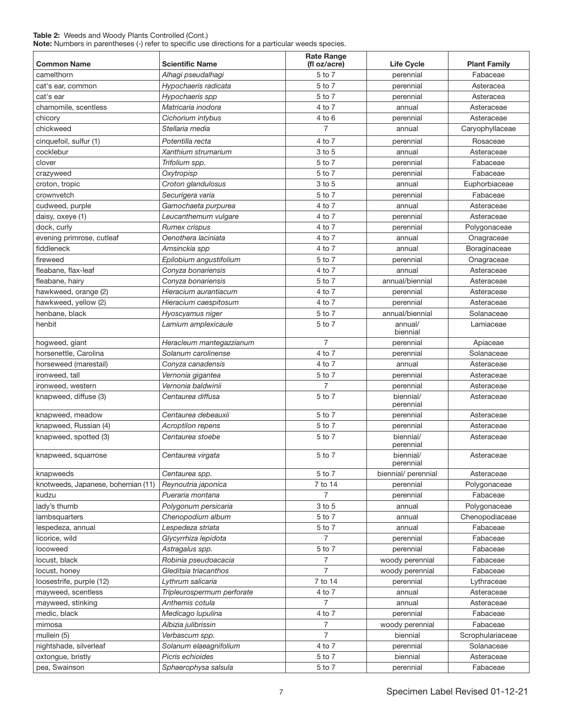**Table 2:** Weeds and Woody Plants Controlled (Cont.)

**Note:** Numbers in parentheses (-) refer to specific use directions for a particular weeds species.

| Common Name | Scientific Name | Rate Range (fl oz/acre) | Life Cycle | Plant Family |
|---|---|---|---|---|
| camelthorn | *Alhagi pseudalhagi* | 5 to 7 | perennial | Fabaceae |
| cat's ear, common | *Hypochaeris radicata* | 5 to 7 | perennial | Asteracea |
| cat's ear | *Hypochaeris spp* | 5 to 7 | perennial | Asteracea |
| chamomile, scentless | *Matricaria inodora* | 4 to 7 | annual | Asteraceae |
| chicory | *Cichorium intybus* | 4 to 6 | perennial | Asteraceae |
| chickweed | *Stellaria media* | 7 | annual | Caryophyllaceae |
| cinquefoil, sulfur (1) | *Potentilla recta* | 4 to 7 | perennial | Rosaceae |
| cocklebur | *Xanthium strumarium* | 3 to 5 | annual | Asteraceae |
| clover | *Trifolium spp.* | 5 to 7 | perennial | Fabaceae |
| crazyweed | *Oxytropisp* | 5 to 7 | perennial | Fabaceae |
| croton, tropic | *Croton glandulosus* | 3 to 5 | annual | Euphorbiaceae |
| crownvetch | *Securigera varia* | 5 to 7 | perennial | Fabaceae |
| cudweed, purple | *Gamochaeta purpurea* | 4 to 7 | annual | Asteraceae |
| daisy, oxeye (1) | *Leucanthemum vulgare* | 4 to 7 | perennial | Asteraceae |
| dock, curly | *Rumex crispus* | 4 to 7 | perennial | Polygonaceae |
| evening primrose, cutleaf | *Oenothera laciniata* | 4 to 7 | annual | Onagraceae |
| fiddleneck | *Amsinckia spp* | 4 to 7 | annual | Boraginaceae |
| fireweed | *Epilobium angustifolium* | 5 to 7 | perennial | Onagraceae |
| fleabane, flax-leaf | *Conyza bonariensis* | 4 to 7 | annual | Asteraceae |
| fleabane, hairy | *Conyza bonariensis* | 5 to 7 | annual/biennial | Asteraceae |
| hawkweed, orange (2) | *Hieracium aurantiacum* | 4 to 7 | perennial | Asteraceae |
| hawkweed, yellow (2) | *Hieracium caespitosum* | 4 to 7 | perennial | Asteraceae |
| henbane, black | *Hyoscyamus niger* | 5 to 7 | annual/biennial | Solanaceae |
| henbit | *Lamium amplexicaule* | 5 to 7 | annual/ biennial | Lamiaceae |
| hogweed, giant | *Heracleum mantegazzianum* | 7 | perennial | Apiaceae |
| horsenettle, Carolina | *Solanum carolinense* | 4 to 7 | perennial | Solanaceae |
| horseweed (marestail) | *Conyza canadensis* | 4 to 7 | annual | Asteraceae |
| ironweed, tall | *Vernonia gigantea* | 5 to 7 | perennial | Asteraceae |
| ironweed, western | *Vernonia baldwinii* | 7 | perennial | Asteraceae |
| knapweed, diffuse (3) | *Centaurea diffusa* | 5 to 7 | biennial/ perennial | Asteraceae |
| knapweed, meadow | *Centaurea debeauxii* | 5 to 7 | perennial | Asteraceae |
| knapweed, Russian (4) | *Acroptilon repens* | 5 to 7 | perennial | Asteraceae |
| knapweed, spotted (3) | *Centaurea stoebe* | 5 to 7 | biennial/ perennial | Asteraceae |
| knapweed, squarrose | *Centaurea virgata* | 5 to 7 | biennial/ perennial | Asteraceae |
| knapweeds | *Centaurea spp.* | 5 to 7 | biennial/ perennial | Asteraceae |
| knotweeds, Japanese, bohemian (11) | *Reynoutria japonica* | 7 to 14 | perennial | Polygonaceae |
| kudzu | *Pueraria montana* | 7 | perennial | Fabaceae |
| lady's thumb | *Polygonum persicaria* | 3 to 5 | annual | Polygonaceae |
| lambsquarters | *Chenopodium album* | 5 to 7 | annual | Chenopodiaceae |
| lespedeza, annual | *Lespedeza striata* | 5 to 7 | annual | Fabaceae |
| licorice, wild | *Glycyrrhiza lepidota* | 7 | perennial | Fabaceae |
| locoweed | *Astragalus spp.* | 5 to 7 | perennial | Fabaceae |
| locust, black | *Robinia pseudoacacia* | 7 | woody perennial | Fabaceae |
| locust, honey | *Gleditsia triacanthos* | 7 | woody perennial | Fabaceae |
| loosestrife, purple (12) | *Lythrum salicaria* | 7 to 14 | perennial | Lythraceae |
| mayweed, scentless | *Tripleurospermum perforate* | 4 to 7 | annual | Asteraceae |
| mayweed, stinking | *Anthemis cotula* | 7 | annual | Asteraceae |
| medic, black | *Medicago lupulina* | 4 to 7 | perennial | Fabaceae |
| mimosa | *Albizia julibrissin* | 7 | woody perennial | Fabaceae |
| mullein (5) | *Verbascum spp.* | 7 | biennial | Scrophulariaceae |
| nightshade, silverleaf | *Solanum elaeagnifolium* | 4 to 7 | perennial | Solanaceae |
| oxtongue, bristly | *Picris echioides* | 5 to 7 | biennial | Asteraceae |
| pea, Swainson | *Sphaerophysa salsula* | 5 to 7 | perennial | Fabaceae |

Specimen Label Revised 01-12-21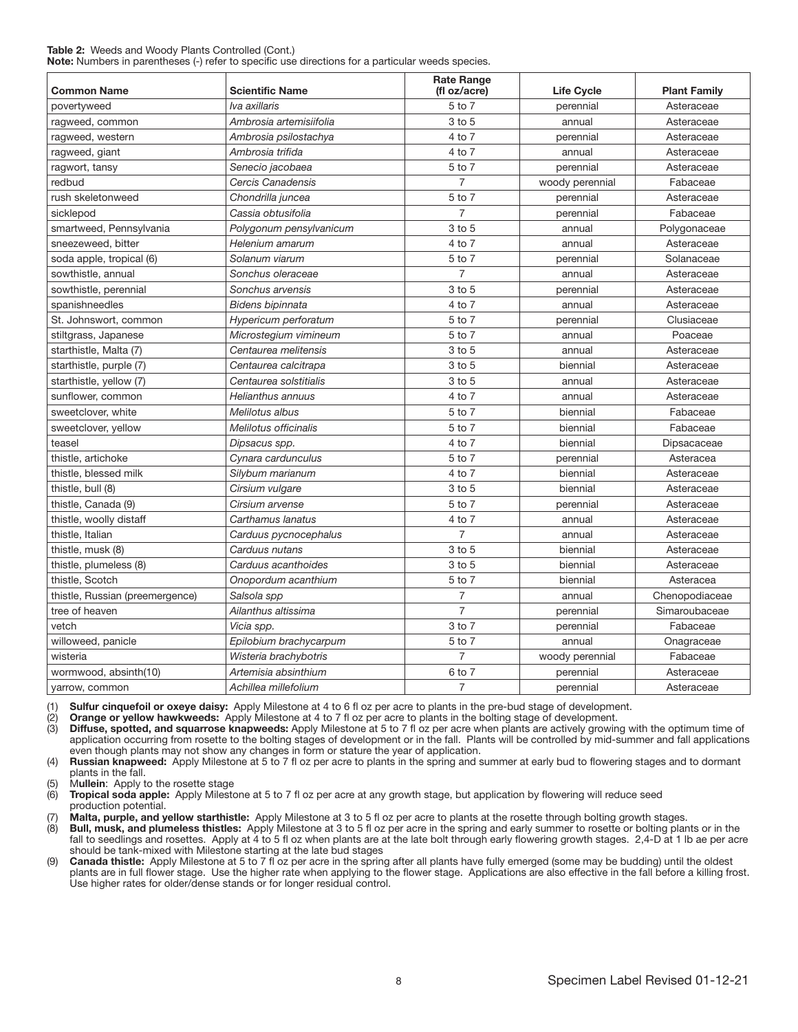**Table 2:** Weeds and Woody Plants Controlled (Cont.)

**Note:** Numbers in parentheses (-) refer to specific use directions for a particular weeds species.

| Common Name | Scientific Name | Rate Range (fl oz/acre) | Life Cycle | Plant Family |
|---|---|---|---|---|
| povertyweed | *Iva axillaris* | 5 to 7 | perennial | Asteraceae |
| ragweed, common | *Ambrosia artemisiifolia* | 3 to 5 | annual | Asteraceae |
| ragweed, western | *Ambrosia psilostachya* | 4 to 7 | perennial | Asteraceae |
| ragweed, giant | *Ambrosia trifida* | 4 to 7 | annual | Asteraceae |
| ragwort, tansy | *Senecio jacobaea* | 5 to 7 | perennial | Asteraceae |
| redbud | *Cercis Canadensis* | 7 | woody perennial | Fabaceae |
| rush skeletonweed | *Chondrilla juncea* | 5 to 7 | perennial | Asteraceae |
| sicklepod | *Cassia obtusifolia* | 7 | perennial | Fabaceae |
| smartweed, Pennsylvania | *Polygonum pensylvanicum* | 3 to 5 | annual | Polygonaceae |
| sneezeweed, bitter | *Helenium amarum* | 4 to 7 | annual | Asteraceae |
| soda apple, tropical (6) | *Solanum viarum* | 5 to 7 | perennial | Solanaceae |
| sowthistle, annual | *Sonchus oleraceae* | 7 | annual | Asteraceae |
| sowthistle, perennial | *Sonchus arvensis* | 3 to 5 | perennial | Asteraceae |
| spanishneedles | *Bidens bipinnata* | 4 to 7 | annual | Asteraceae |
| St. Johnswort, common | *Hypericum perforatum* | 5 to 7 | perennial | Clusiaceae |
| stiltgrass, Japanese | *Microstegium vimineum* | 5 to 7 | annual | Poaceae |
| starthistle, Malta (7) | *Centaurea melitensis* | 3 to 5 | annual | Asteraceae |
| starthistle, purple (7) | *Centaurea calcitrapa* | 3 to 5 | biennial | Asteraceae |
| starthistle, yellow (7) | *Centaurea solstitialis* | 3 to 5 | annual | Asteraceae |
| sunflower, common | *Helianthus annuus* | 4 to 7 | annual | Asteraceae |
| sweetclover, white | *Melilotus albus* | 5 to 7 | biennial | Fabaceae |
| sweetclover, yellow | *Melilotus officinalis* | 5 to 7 | biennial | Fabaceae |
| teasel | *Dipsacus spp.* | 4 to 7 | biennial | Dipsacaceae |
| thistle, artichoke | *Cynara cardunculus* | 5 to 7 | perennial | Asteracea |
| thistle, blessed milk | *Silybum marianum* | 4 to 7 | biennial | Asteraceae |
| thistle, bull (8) | *Cirsium vulgare* | 3 to 5 | biennial | Asteraceae |
| thistle, Canada (9) | *Cirsium arvense* | 5 to 7 | perennial | Asteraceae |
| thistle, woolly distaff | *Carthamus lanatus* | 4 to 7 | annual | Asteraceae |
| thistle, Italian | *Carduus pycnocephalus* | 7 | annual | Asteraceae |
| thistle, musk (8) | *Carduus nutans* | 3 to 5 | biennial | Asteraceae |
| thistle, plumeless (8) | *Carduus acanthoides* | 3 to 5 | biennial | Asteraceae |
| thistle, Scotch | *Onopordum acanthium* | 5 to 7 | biennial | Asteracea |
| thistle, Russian (preemergence) | *Salsola spp* | 7 | annual | Chenopodiaceae |
| tree of heaven | *Ailanthus altissima* | 7 | perennial | Simaroubaceae |
| vetch | *Vicia spp.* | 3 to 7 | perennial | Fabaceae |
| willoweed, panicle | *Epilobium brachycarpum* | 5 to 7 | annual | Onagraceae |
| wisteria | *Wisteria brachybotris* | 7 | woody perennial | Fabaceae |
| wormwood, absinth(10) | *Artemisia absinthium* | 6 to 7 | perennial | Asteraceae |
| yarrow, common | *Achillea millefolium* | 7 | perennial | Asteraceae |

(1) **Sulfur cinquefoil or oxeye daisy:** Apply Milestone at 4 to 6 fl oz per acre to plants in the pre-bud stage of development.

(2) **Orange or yellow hawkweeds:** Apply Milestone at 4 to 7 fl oz per acre to plants in the bolting stage of development.

(3) **Diffuse, spotted, and squarrose knapweeds:** Apply Milestone at 5 to 7 fl oz per acre when plants are actively growing with the optimum time of application occurring from rosette to the bolting stages of development or in the fall. Plants will be controlled by mid-summer and fall applications even though plants may not show any changes in form or stature the year of application.

(4) **Russian knapweed:** Apply Milestone at 5 to 7 fl oz per acre to plants in the spring and summer at early bud to flowering stages and to dormant plants in the fall.

(5) M**ullein**: Apply to the rosette stage

(6) **Tropical soda apple:** Apply Milestone at 5 to 7 fl oz per acre at any growth stage, but application by flowering will reduce seed production potential.

(7) **Malta, purple, and yellow starthistle:** Apply Milestone at 3 to 5 fl oz per acre to plants at the rosette through bolting growth stages.

(8) **Bull, musk, and plumeless thistles:** Apply Milestone at 3 to 5 fl oz per acre in the spring and early summer to rosette or bolting plants or in the fall to seedlings and rosettes. Apply at 4 to 5 fl oz when plants are at the late bolt through early flowering growth stages. 2,4-D at 1 lb ae per acre should be tank-mixed with Milestone starting at the late bud stages

(9) **Canada thistle:** Apply Milestone at 5 to 7 fl oz per acre in the spring after all plants have fully emerged (some may be budding) until the oldest plants are in full flower stage. Use the higher rate when applying to the flower stage. Applications are also effective in the fall before a killing frost. Use higher rates for older/dense stands or for longer residual control.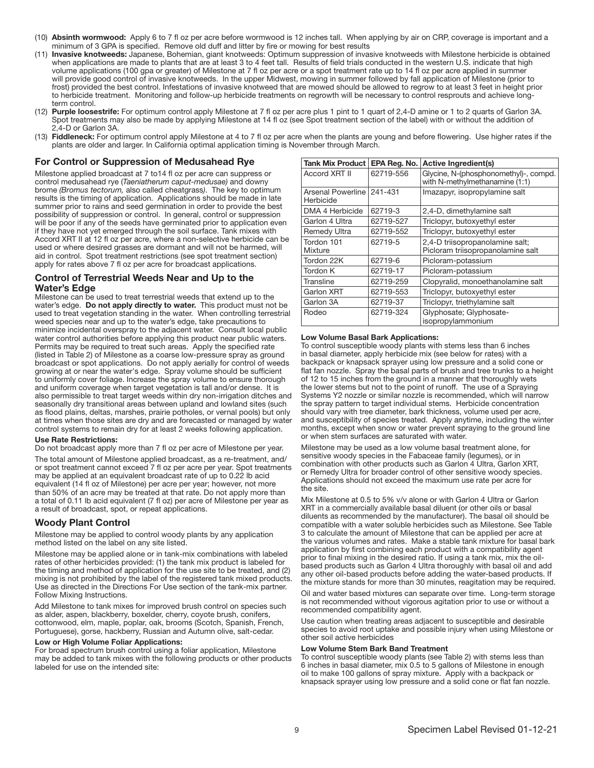(10) **Absinth wormwood:** Apply 6 to 7 fl oz per acre before wormwood is 12 inches tall. When applying by air on CRP, coverage is important and a minimum of 3 GPA is specified. Remove old duff and litter by fire or mowing for best results

(11) **Invasive knotweeds:** Japanese, Bohemian, giant knotweeds: Optimum suppression of invasive knotweeds with Milestone herbicide is obtained when applications are made to plants that are at least 3 to 4 feet tall. Results of field trials conducted in the western U.S. indicate that high volume applications (100 gpa or greater) of Milestone at 7 fl oz per acre or a spot treatment rate up to 14 fl oz per acre applied in summer will provide good control of invasive knotweeds. In the upper Midwest, mowing in summer followed by fall application of Milestone (prior to frost) provided the best control. Infestations of invasive knotweed that are mowed should be allowed to regrow to at least 3 feet in height prior to herbicide treatment. Monitoring and follow-up herbicide treatments on regrowth will be necessary to control resprouts and achieve long-term control.

(12) **Purple loosestrife:** For optimum control apply Milestone at 7 fl oz per acre plus 1 pint to 1 quart of 2,4-D amine or 1 to 2 quarts of Garlon 3A. Spot treatments may also be made by applying Milestone at 14 fl oz (see Spot treatment section of the label) with or without the addition of 2,4-D or Garlon 3A.

(13) **Fiddleneck:** For optimum control apply Milestone at 4 to 7 fl oz per acre when the plants are young and before flowering. Use higher rates if the plants are older and larger. In California optimal application timing is November through March.

## For Control or Suppression of Medusahead Rye

Milestone applied broadcast at 7 to14 fl oz per acre can suppress or control medusahead rye (*Taeniatherum caput-medusae)* and downy brome *(Bromus tectorum,* also called cheatgrass*)*. The key to optimum results is the timing of application. Applications should be made in late summer prior to rains and seed germination in order to provide the best possibility of suppression or control. In general, control or suppression will be poor if any of the seeds have germinated prior to application even if they have not yet emerged through the soil surface. Tank mixes with Accord XRT II at 12 fl oz per acre, where a non-selective herbicide can be used or where desired grasses are dormant and will not be harmed, will aid in control. Spot treatment restrictions (see spot treatment section) apply for rates above 7 fl oz per acre for broadcast applications.

### Control of Terrestrial Weeds Near and Up to the Water's Edge

Milestone can be used to treat terrestrial weeds that extend up to the water's edge. **Do not apply directly to water.** This product must not be used to treat vegetation standing in the water. When controlling terrestrial weed species near and up to the water's edge, take precautions to minimize incidental overspray to the adjacent water. Consult local public water control authorities before applying this product near public waters. Permits may be required to treat such areas. Apply the specified rate (listed in Table 2) of Milestone as a coarse low-pressure spray as ground broadcast or spot applications. Do not apply aerially for control of weeds growing at or near the water's edge. Spray volume should be sufficient to uniformly cover foliage. Increase the spray volume to ensure thorough and uniform coverage when target vegetation is tall and/or dense. It is also permissible to treat target weeds within dry non-irrigation ditches and seasonally dry transitional areas between upland and lowland sites (such as flood plains, deltas, marshes, prairie potholes, or vernal pools) but only at times when those sites are dry and are forecasted or managed by water control systems to remain dry for at least 2 weeks following application.

**Use Rate Restrictions:**

Do not broadcast apply more than 7 fl oz per acre of Milestone per year.

The total amount of Milestone applied broadcast, as a re-treatment, and/or spot treatment cannot exceed 7 fl oz per acre per year. Spot treatments may be applied at an equivalent broadcast rate of up to 0.22 lb acid equivalent (14 fl oz of Milestone) per acre per year; however, not more than 50% of an acre may be treated at that rate. Do not apply more than a total of 0.11 lb acid equivalent (7 fl oz) per acre of Milestone per year as a result of broadcast, spot, or repeat applications.

## Woody Plant Control

Milestone may be applied to control woody plants by any application method listed on the label on any site listed.

Milestone may be applied alone or in tank-mix combinations with labeled rates of other herbicides provided: (1) the tank mix product is labeled for the timing and method of application for the use site to be treated, and (2) mixing is not prohibited by the label of the registered tank mixed products. Use as directed in the Directions For Use section of the tank-mix partner. Follow Mixing Instructions.

Add Milestone to tank mixes for improved brush control on species such as alder, aspen, blackberry, boxelder, cherry, coyote brush, conifers, cottonwood, elm, maple, poplar, oak, brooms (Scotch, Spanish, French, Portuguese), gorse, hackberry, Russian and Autumn olive, salt-cedar.

**Low or High Volume Foliar Applications:**

For broad spectrum brush control using a foliar application, Milestone may be added to tank mixes with the following products or other products labeled for use on the intended site:

| Tank Mix Product | EPA Reg. No. | Active Ingredient(s) |
|---|---|---|
| Accord XRT II | 62719-556 | Glycine, N-(phosphonomethyl)-, compd. with N-methylmethanamine (1:1) |
| Arsenal Powerline Herbicide | 241-431 | Imazapyr, isopropylamine salt |
| DMA 4 Herbicide | 62719-3 | 2,4-D, dimethylamine salt |
| Garlon 4 Ultra | 62719-527 | Triclopyr, butoxyethyl ester |
| Remedy Ultra | 62719-552 | Triclopyr, butoxyethyl ester |
| Tordon 101 Mixture | 62719-5 | 2,4-D triisopropanolamine salt; Picloram triisopropanolamine salt |
| Tordon 22K | 62719-6 | Picloram-potassium |
| Tordon K | 62719-17 | Picloram-potassium |
| Transline | 62719-259 | Clopyralid, monoethanolamine salt |
| Garlon XRT | 62719-553 | Triclopyr, butoxyethyl ester |
| Garlon 3A | 62719-37 | Triclopyr, triethylamine salt |
| Rodeo | 62719-324 | Glyphosate; Glyphosate-isopropylammonium |

**Low Volume Basal Bark Applications:**

To control susceptible woody plants with stems less than 6 inches in basal diameter, apply herbicide mix (see below for rates) with a backpack or knapsack sprayer using low pressure and a solid cone or flat fan nozzle. Spray the basal parts of brush and tree trunks to a height of 12 to 15 inches from the ground in a manner that thoroughly wets the lower stems but not to the point of runoff. The use of a Spraying Systems Y2 nozzle or similar nozzle is recommended, which will narrow the spray pattern to target individual stems. Herbicide concentration should vary with tree diameter, bark thickness, volume used per acre, and susceptibility of species treated. Apply anytime, including the winter months, except when snow or water prevent spraying to the ground line or when stem surfaces are saturated with water.

Milestone may be used as a low volume basal treatment alone, for sensitive woody species in the Fabaceae family (legumes), or in combination with other products such as Garlon 4 Ultra, Garlon XRT, or Remedy Ultra for broader control of other sensitive woody species. Applications should not exceed the maximum use rate per acre for the site.

Mix Milestone at 0.5 to 5% v/v alone or with Garlon 4 Ultra or Garlon XRT in a commercially available basal diluent (or other oils or basal diluents as recommended by the manufacturer). The basal oil should be compatible with a water soluble herbicides such as Milestone. See Table 3 to calculate the amount of Milestone that can be applied per acre at the various volumes and rates. Make a stable tank mixture for basal bark application by first combining each product with a compatibility agent prior to final mixing in the desired ratio. If using a tank mix, mix the oil-based products such as Garlon 4 Ultra thoroughly with basal oil and add any other oil-based products before adding the water-based products. If the mixture stands for more than 30 minutes, reagitation may be required.

Oil and water based mixtures can separate over time. Long-term storage is not recommended without vigorous agitation prior to use or without a recommended compatibility agent.

Use caution when treating areas adjacent to susceptible and desirable species to avoid root uptake and possible injury when using Milestone or other soil active herbicides

**Low Volume Stem Bark Band Treatment**

To control susceptible woody plants (see Table 2) with stems less than 6 inches in basal diameter, mix 0.5 to 5 gallons of Milestone in enough oil to make 100 gallons of spray mixture. Apply with a backpack or knapsack sprayer using low pressure and a solid cone or flat fan nozzle.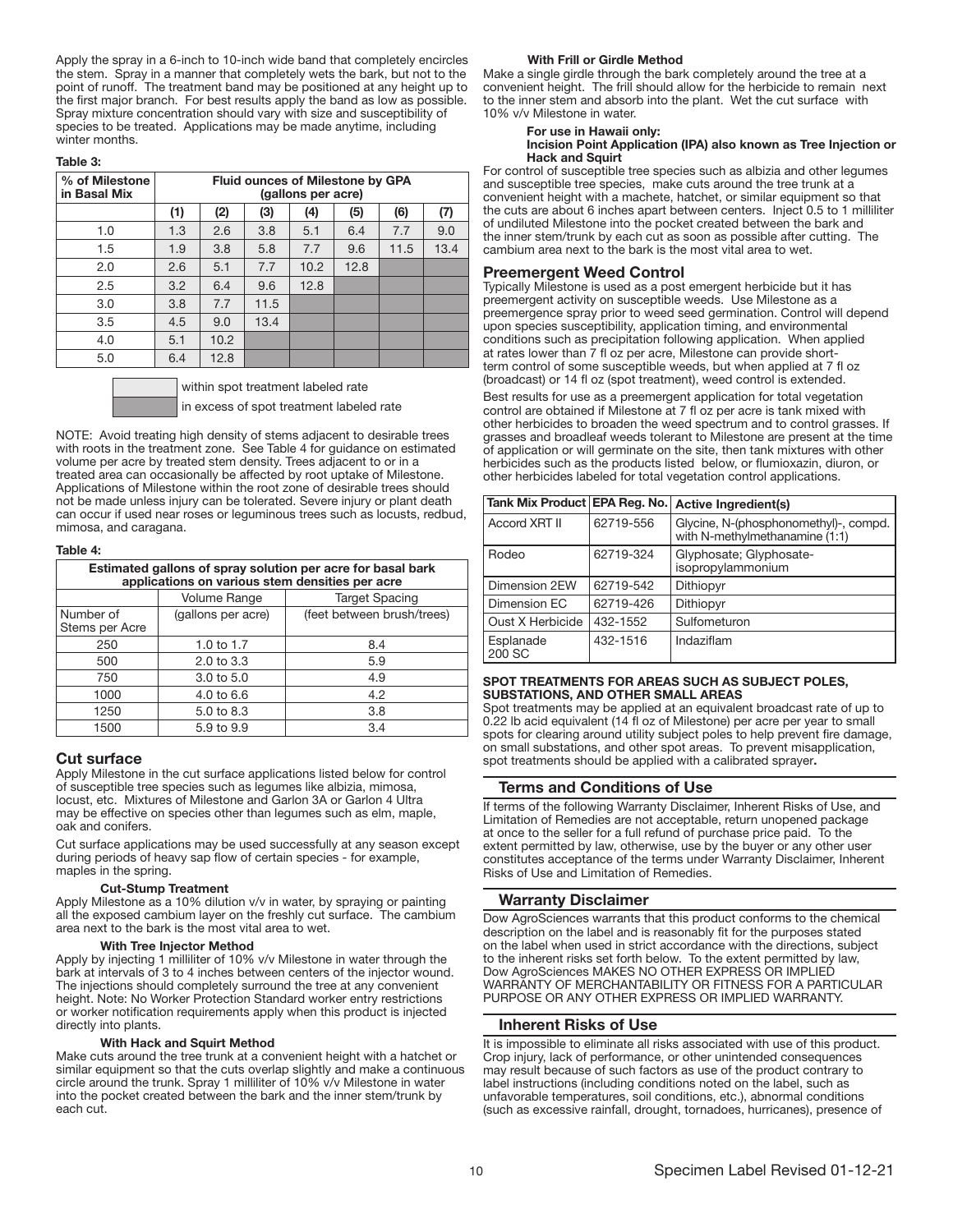Apply the spray in a 6-inch to 10-inch wide band that completely encircles the stem. Spray in a manner that completely wets the bark, but not to the point of runoff. The treatment band may be positioned at any height up to the first major branch. For best results apply the band as low as possible. Spray mixture concentration should vary with size and susceptibility of species to be treated. Applications may be made anytime, including winter months.

**Table 3:**

| % of Milestone in Basal Mix | Fluid ounces of Milestone by GPA (gallons per acre) | | | | | | |
|---|---|---|---|---|---|---|---|
| | (1) | (2) | (3) | (4) | (5) | (6) | (7) |
| 1.0 | 1.3 | 2.6 | 3.8 | 5.1 | 6.4 | 7.7 | 9.0 |
| 1.5 | 1.9 | 3.8 | 5.8 | 7.7 | 9.6 | 11.5 | 13.4 |
| 2.0 | 2.6 | 5.1 | 7.7 | 10.2 | 12.8 | | |
| 2.5 | 3.2 | 6.4 | 9.6 | 12.8 | | | |
| 3.0 | 3.8 | 7.7 | 11.5 | | | | |
| 3.5 | 4.5 | 9.0 | 13.4 | | | | |
| 4.0 | 5.1 | 10.2 | | | | | |
| 5.0 | 6.4 | 12.8 | | | | | |

within spot treatment labeled rate

in excess of spot treatment labeled rate

NOTE: Avoid treating high density of stems adjacent to desirable trees with roots in the treatment zone. See Table 4 for guidance on estimated volume per acre by treated stem density. Trees adjacent to or in a treated area can occasionally be affected by root uptake of Milestone. Applications of Milestone within the root zone of desirable trees should not be made unless injury can be tolerated. Severe injury or plant death can occur if used near roses or leguminous trees such as locusts, redbud, mimosa, and caragana.

**Table 4:**

| Estimated gallons of spray solution per acre for basal bark applications on various stem densities per acre | | |
|---|---|---|
| | Volume Range | Target Spacing |
| Number of Stems per Acre | (gallons per acre) | (feet between brush/trees) |
| 250 | 1.0 to 1.7 | 8.4 |
| 500 | 2.0 to 3.3 | 5.9 |
| 750 | 3.0 to 5.0 | 4.9 |
| 1000 | 4.0 to 6.6 | 4.2 |
| 1250 | 5.0 to 8.3 | 3.8 |
| 1500 | 5.9 to 9.9 | 3.4 |

## Cut surface

Apply Milestone in the cut surface applications listed below for control of susceptible tree species such as legumes like albizia, mimosa, locust, etc. Mixtures of Milestone and Garlon 3A or Garlon 4 Ultra may be effective on species other than legumes such as elm, maple, oak and conifers.

Cut surface applications may be used successfully at any season except during periods of heavy sap flow of certain species - for example, maples in the spring.

**Cut-Stump Treatment**

Apply Milestone as a 10% dilution v/v in water, by spraying or painting all the exposed cambium layer on the freshly cut surface. The cambium area next to the bark is the most vital area to wet.

**With Tree Injector Method**

Apply by injecting 1 milliliter of 10% v/v Milestone in water through the bark at intervals of 3 to 4 inches between centers of the injector wound. The injections should completely surround the tree at any convenient height. Note: No Worker Protection Standard worker entry restrictions or worker notification requirements apply when this product is injected directly into plants.

**With Hack and Squirt Method**

Make cuts around the tree trunk at a convenient height with a hatchet or similar equipment so that the cuts overlap slightly and make a continuous circle around the trunk. Spray 1 milliliter of 10% v/v Milestone in water into the pocket created between the bark and the inner stem/trunk by each cut.

**With Frill or Girdle Method**

Make a single girdle through the bark completely around the tree at a convenient height. The frill should allow for the herbicide to remain next to the inner stem and absorb into the plant. Wet the cut surface with 10% v/v Milestone in water.

**For use in Hawaii only:**
**Incision Point Application (IPA) also known as Tree Injection or Hack and Squirt**

For control of susceptible tree species such as albizia and other legumes and susceptible tree species, make cuts around the tree trunk at a convenient height with a machete, hatchet, or similar equipment so that the cuts are about 6 inches apart between centers. Inject 0.5 to 1 milliliter of undiluted Milestone into the pocket created between the bark and the inner stem/trunk by each cut as soon as possible after cutting. The cambium area next to the bark is the most vital area to wet.

## Preemergent Weed Control

Typically Milestone is used as a post emergent herbicide but it has preemergent activity on susceptible weeds. Use Milestone as a preemergence spray prior to weed seed germination. Control will depend upon species susceptibility, application timing, and environmental conditions such as precipitation following application. When applied at rates lower than 7 fl oz per acre, Milestone can provide short-term control of some susceptible weeds, but when applied at 7 fl oz (broadcast) or 14 fl oz (spot treatment), weed control is extended.

Best results for use as a preemergent application for total vegetation control are obtained if Milestone at 7 fl oz per acre is tank mixed with other herbicides to broaden the weed spectrum and to control grasses. If grasses and broadleaf weeds tolerant to Milestone are present at the time of application or will germinate on the site, then tank mixtures with other herbicides such as the products listed below, or flumioxazin, diuron, or other herbicides labeled for total vegetation control applications.

| Tank Mix Product | EPA Reg. No. | Active Ingredient(s) |
|---|---|---|
| Accord XRT II | 62719-556 | Glycine, N-(phosphonomethyl)-, compd. with N-methylmethanamine (1:1) |
| Rodeo | 62719-324 | Glyphosate; Glyphosate-isopropylammonium |
| Dimension 2EW | 62719-542 | Dithiopyr |
| Dimension EC | 62719-426 | Dithiopyr |
| Oust X Herbicide | 432-1552 | Sulfometuron |
| Esplanade 200 SC | 432-1516 | Indaziflam |

**SPOT TREATMENTS FOR AREAS SUCH AS SUBJECT POLES, SUBSTATIONS, AND OTHER SMALL AREAS**

Spot treatments may be applied at an equivalent broadcast rate of up to 0.22 lb acid equivalent (14 fl oz of Milestone) per acre per year to small spots for clearing around utility subject poles to help prevent fire damage, on small substations, and other spot areas. To prevent misapplication, spot treatments should be applied with a calibrated sprayer**.**

## Terms and Conditions of Use

If terms of the following Warranty Disclaimer, Inherent Risks of Use, and Limitation of Remedies are not acceptable, return unopened package at once to the seller for a full refund of purchase price paid. To the extent permitted by law, otherwise, use by the buyer or any other user constitutes acceptance of the terms under Warranty Disclaimer, Inherent Risks of Use and Limitation of Remedies.

## Warranty Disclaimer

Dow AgroSciences warrants that this product conforms to the chemical description on the label and is reasonably fit for the purposes stated on the label when used in strict accordance with the directions, subject to the inherent risks set forth below. To the extent permitted by law, Dow AgroSciences MAKES NO OTHER EXPRESS OR IMPLIED WARRANTY OF MERCHANTABILITY OR FITNESS FOR A PARTICULAR PURPOSE OR ANY OTHER EXPRESS OR IMPLIED WARRANTY.

## Inherent Risks of Use

It is impossible to eliminate all risks associated with use of this product. Crop injury, lack of performance, or other unintended consequences may result because of such factors as use of the product contrary to label instructions (including conditions noted on the label, such as unfavorable temperatures, soil conditions, etc.), abnormal conditions (such as excessive rainfall, drought, tornadoes, hurricanes), presence of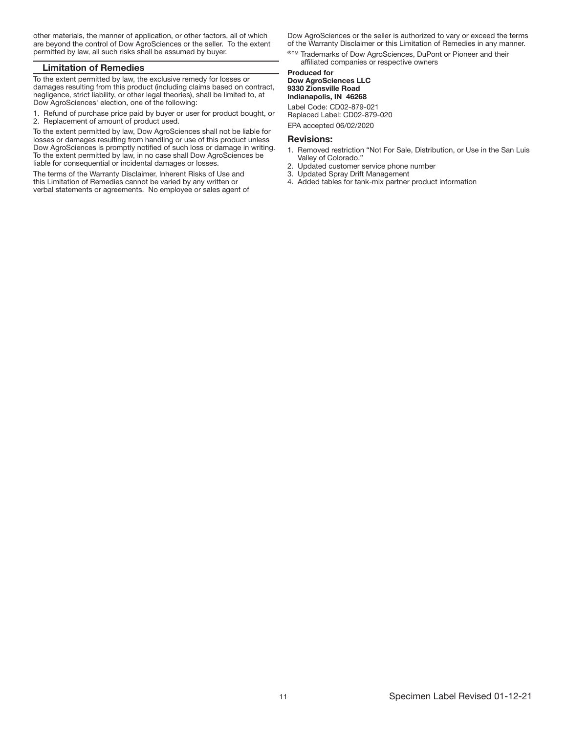other materials, the manner of application, or other factors, all of which are beyond the control of Dow AgroSciences or the seller. To the extent permitted by law, all such risks shall be assumed by buyer.

### Limitation of Remedies

To the extent permitted by law, the exclusive remedy for losses or damages resulting from this product (including claims based on contract, negligence, strict liability, or other legal theories), shall be limited to, at Dow AgroSciences' election, one of the following:

1. Refund of purchase price paid by buyer or user for product bought, or
2. Replacement of amount of product used.

To the extent permitted by law, Dow AgroSciences shall not be liable for losses or damages resulting from handling or use of this product unless Dow AgroSciences is promptly notified of such loss or damage in writing. To the extent permitted by law, in no case shall Dow AgroSciences be liable for consequential or incidental damages or losses.

The terms of the Warranty Disclaimer, Inherent Risks of Use and this Limitation of Remedies cannot be varied by any written or verbal statements or agreements. No employee or sales agent of Dow AgroSciences or the seller is authorized to vary or exceed the terms of the Warranty Disclaimer or this Limitation of Remedies in any manner.

®™ Trademarks of Dow AgroSciences, DuPont or Pioneer and their affiliated companies or respective owners

**Produced for**
**Dow AgroSciences LLC**
**9330 Zionsville Road**
**Indianapolis, IN 46268**

Label Code: CD02-879-021
Replaced Label: CD02-879-020

EPA accepted 06/02/2020

### Revisions:

1. Removed restriction "Not For Sale, Distribution, or Use in the San Luis Valley of Colorado."
2. Updated customer service phone number
3. Updated Spray Drift Management
4. Added tables for tank-mix partner product information

Specimen Label Revised 01-12-21